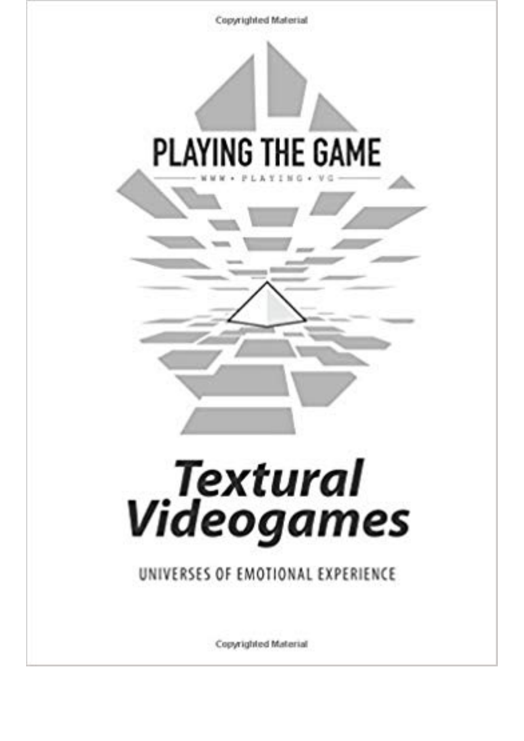Copyrighted Material

# PLAYING THE GAME

WWW • PLAYING • VG

# *Textural Videogames*

## UNIVERSES OF EMOTIONAL EXPERIENCE

Copyrighted Material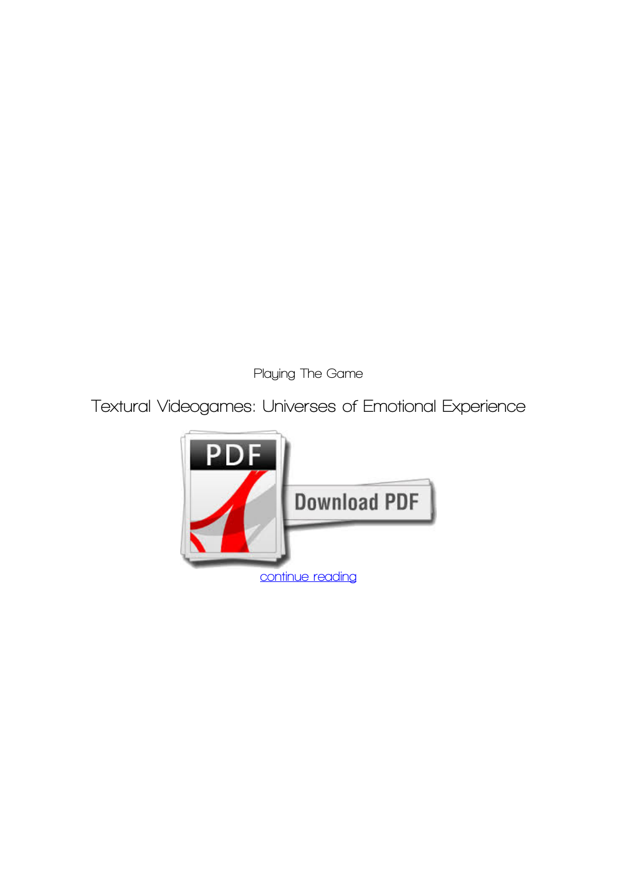Playing The Game

# Textural Videogames: Universes of Emotional Experience

continue reading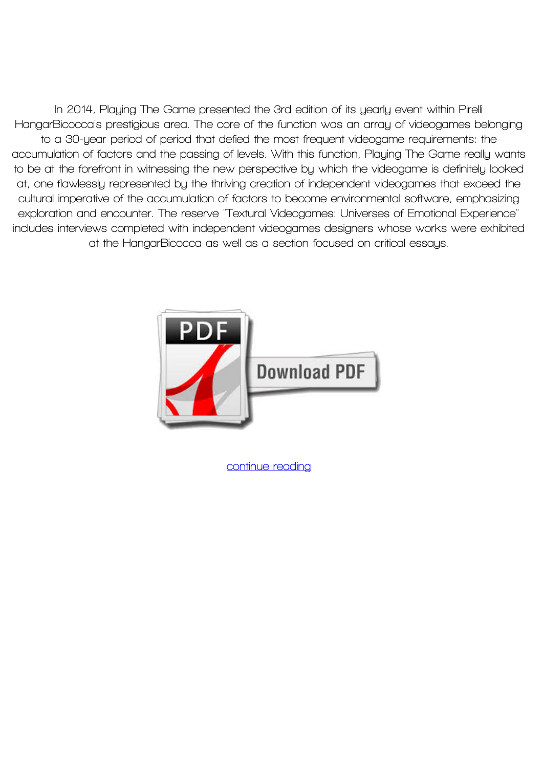In 2014, Playing The Game presented the 3rd edition of its yearly event within Pirelli HangarBicocca's prestigious area. The core of the function was an array of videogames belonging to a 30-year period of period that defied the most frequent videogame requirements: the accumulation of factors and the passing of levels. With this function, Playing The Game really wants to be at the forefront in witnessing the new perspective by which the videogame is definitely looked at, one flawlessly represented by the thriving creation of independent videogames that exceed the cultural imperative of the accumulation of factors to become environmental software, emphasizing exploration and encounter. The reserve "Textural Videogames: Universes of Emotional Experience" includes interviews completed with independent videogames designers whose works were exhibited at the HangarBicocca as well as a section focused on critical essays.

continue reading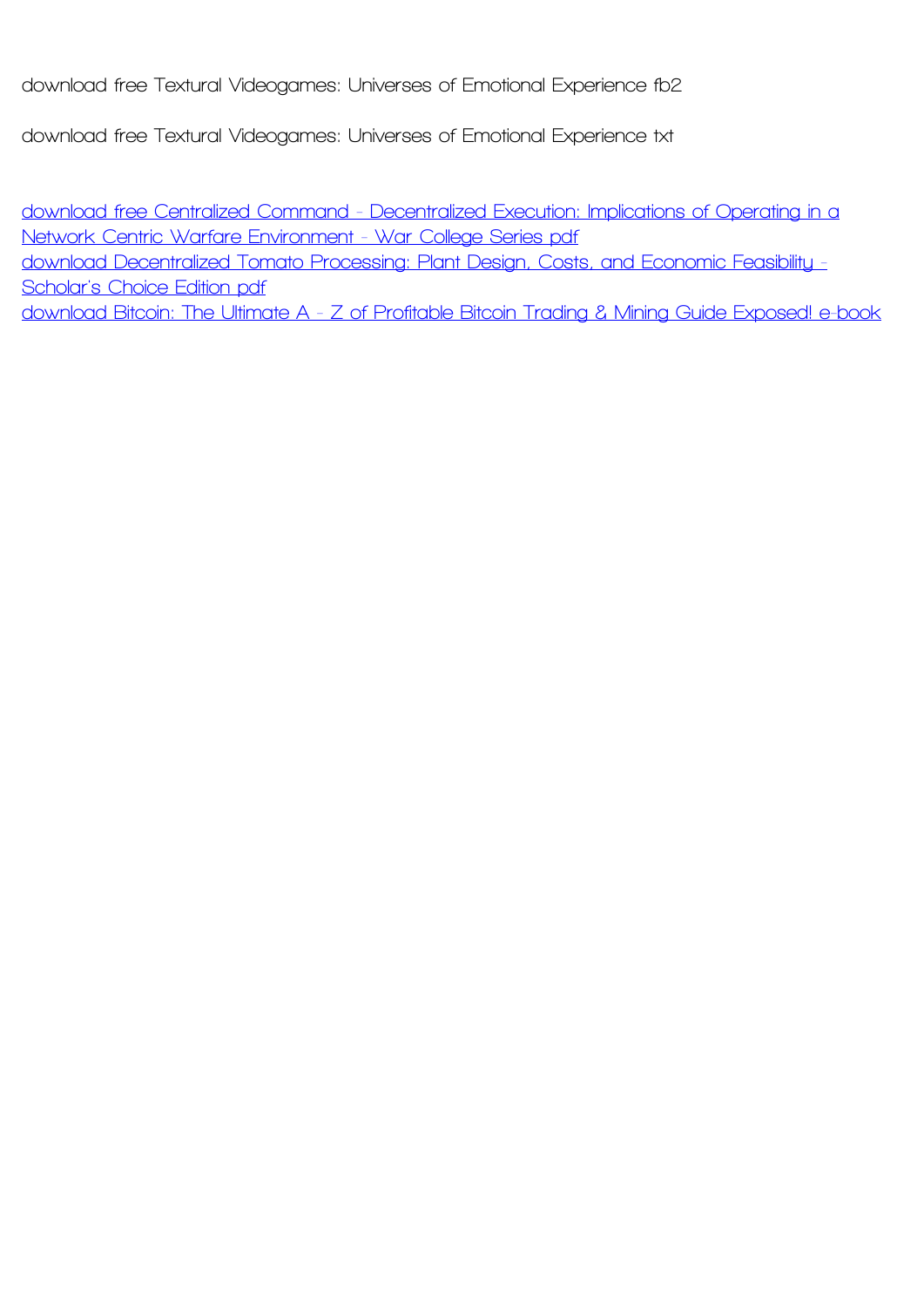download free Textural Videogames: Universes of Emotional Experience fb2

download free Textural Videogames: Universes of Emotional Experience txt

download free Centralized Command - Decentralized Execution: Implications of Operating in a Network Centric Warfare Environment - War College Series pdf
download Decentralized Tomato Processing: Plant Design, Costs, and Economic Feasibility - Scholar's Choice Edition pdf
download Bitcoin: The Ultimate A - Z of Profitable Bitcoin Trading & Mining Guide Exposed! e-book